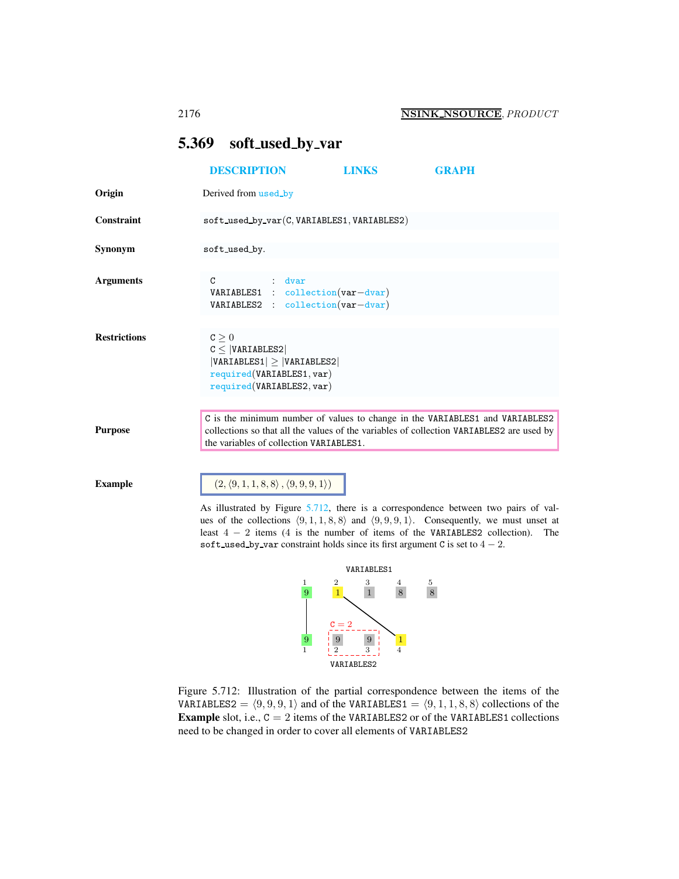## 5.369 soft_used_by_var

DESCRIPTION LINKS GRAPH

**Origin**

Derived from used_by

**Constraint**

soft_used_by_var(C, VARIABLES1, VARIABLES2)

**Synonym**

soft_used_by.

**Arguments**

| | | |
|---|---|---|
| C | : | dvar |
| VARIABLES1 | : | collection(var−dvar) |
| VARIABLES2 | : | collection(var−dvar) |

**Restrictions**

$\texttt{C} \geq 0$
$\texttt{C} \leq |\texttt{VARIABLES2}|$
$|\texttt{VARIABLES1}| \geq |\texttt{VARIABLES2}|$
required(VARIABLES1, var)
required(VARIABLES2, var)

**Purpose**

C is the minimum number of values to change in the VARIABLES1 and VARIABLES2 collections so that all the values of the variables of collection VARIABLES2 are used by the variables of collection VARIABLES1.

**Example**

$(2, \langle 9, 1, 1, 8, 8\rangle, \langle 9, 9, 9, 1\rangle)$

As illustrated by Figure 5.712, there is a correspondence between two pairs of values of the collections $\langle 9, 1, 1, 8, 8\rangle$ and $\langle 9, 9, 9, 1\rangle$. Consequently, we must unset at least $4 - 2$ items (4 is the number of items of the VARIABLES2 collection). The soft_used_by_var constraint holds since its first argument C is set to $4 - 2$.

Figure 5.712: Illustration of the partial correspondence between the items of the VARIABLES2 = $\langle 9, 9, 9, 1\rangle$ and of the VARIABLES1 = $\langle 9, 1, 1, 8, 8\rangle$ collections of the **Example** slot, i.e., C = 2 items of the VARIABLES2 or of the VARIABLES1 collections need to be changed in order to cover all elements of VARIABLES2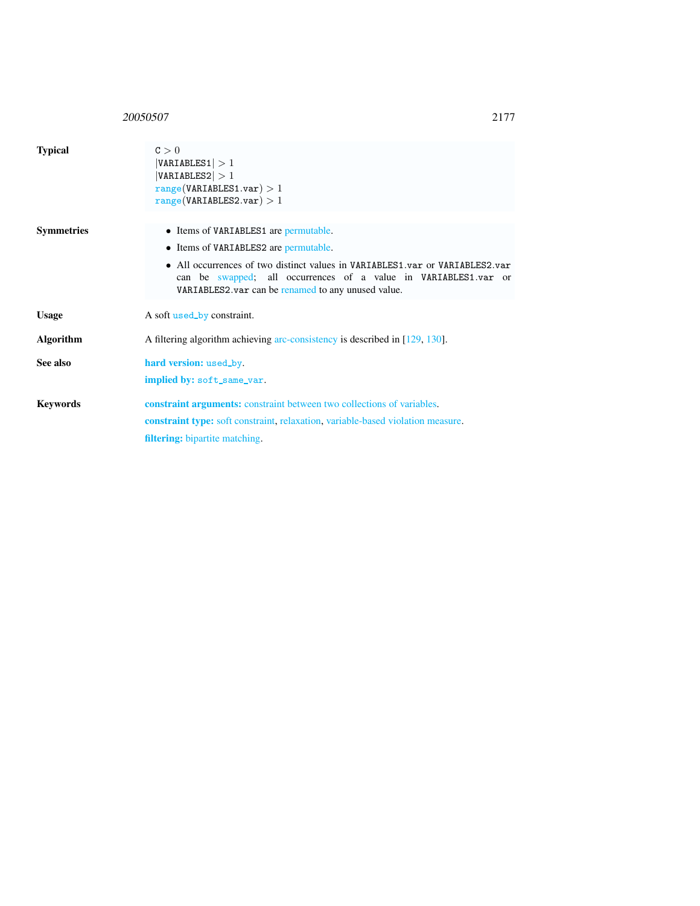**Typical**

$\texttt{C} > 0$
$|\texttt{VARIABLES1}| > 1$
$|\texttt{VARIABLES2}| > 1$
$\texttt{range}(\texttt{VARIABLES1.var}) > 1$
$\texttt{range}(\texttt{VARIABLES2.var}) > 1$

**Symmetries**

- Items of VARIABLES1 are permutable.
- Items of VARIABLES2 are permutable.
- All occurrences of two distinct values in VARIABLES1.var or VARIABLES2.var can be swapped; all occurrences of a value in VARIABLES1.var or VARIABLES2.var can be renamed to any unused value.

**Usage**

A soft used_by constraint.

**Algorithm**

A filtering algorithm achieving arc-consistency is described in [129, 130].

**See also**

**hard version:** used_by.

**implied by:** soft_same_var.

**Keywords**

**constraint arguments:** constraint between two collections of variables.

**constraint type:** soft constraint, relaxation, variable-based violation measure.

**filtering:** bipartite matching.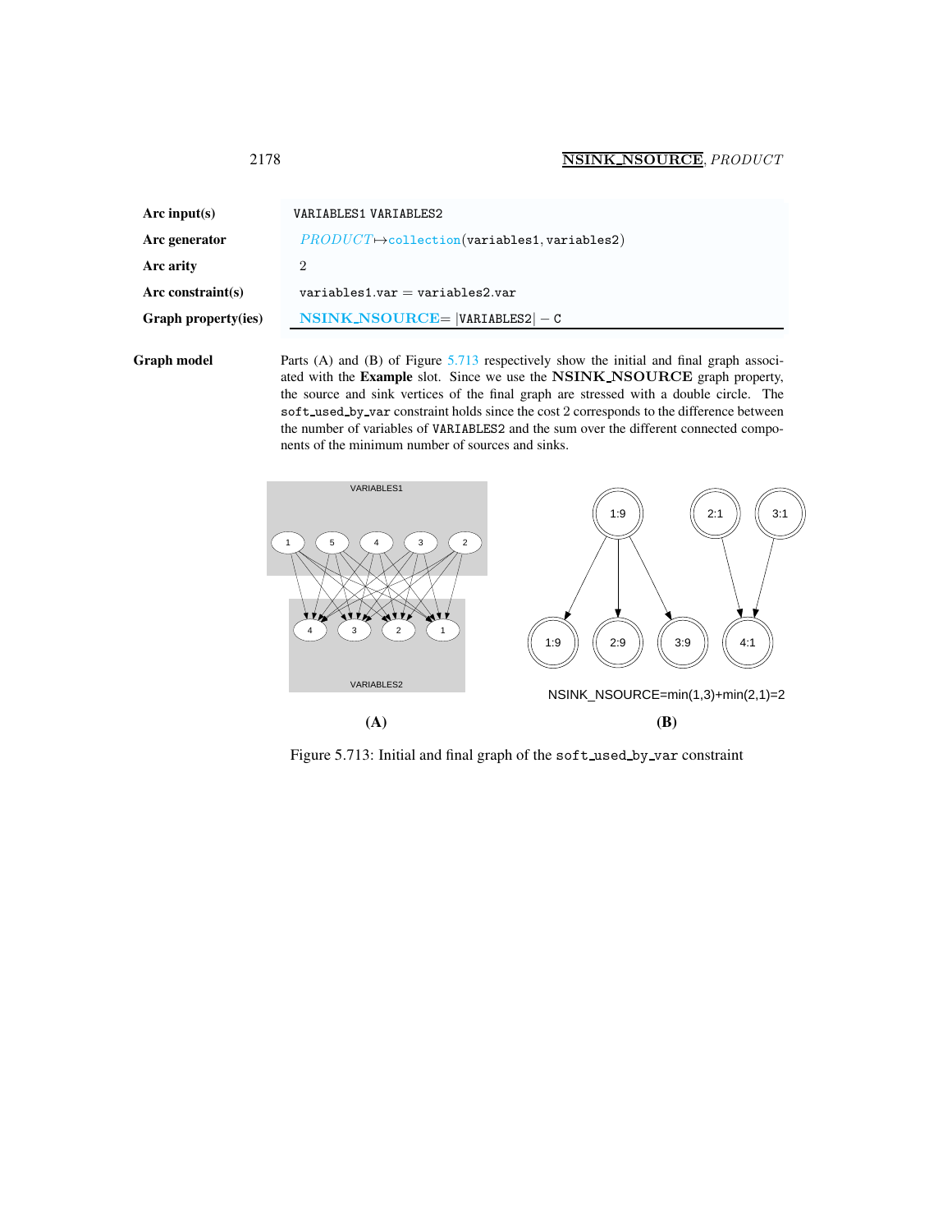| | |
|---|---|
| **Arc input(s)** | VARIABLES1 VARIABLES2 |
| **Arc generator** | *PRODUCT* ↦ collection(variables1, variables2) |
| **Arc arity** | 2 |
| **Arc constraint(s)** | variables1.var = variables2.var |
| **Graph property(ies)** | **NSINK_NSOURCE** = \|VARIABLES2\| − C |

**Graph model**

Parts (A) and (B) of Figure 5.713 respectively show the initial and final graph associated with the **Example** slot. Since we use the **NSINK_NSOURCE** graph property, the source and sink vertices of the final graph are stressed with a double circle. The soft_used_by_var constraint holds since the cost 2 corresponds to the difference between the number of variables of VARIABLES2 and the sum over the different connected components of the minimum number of sources and sinks.

Figure 5.713: Initial and final graph of the soft_used_by_var constraint